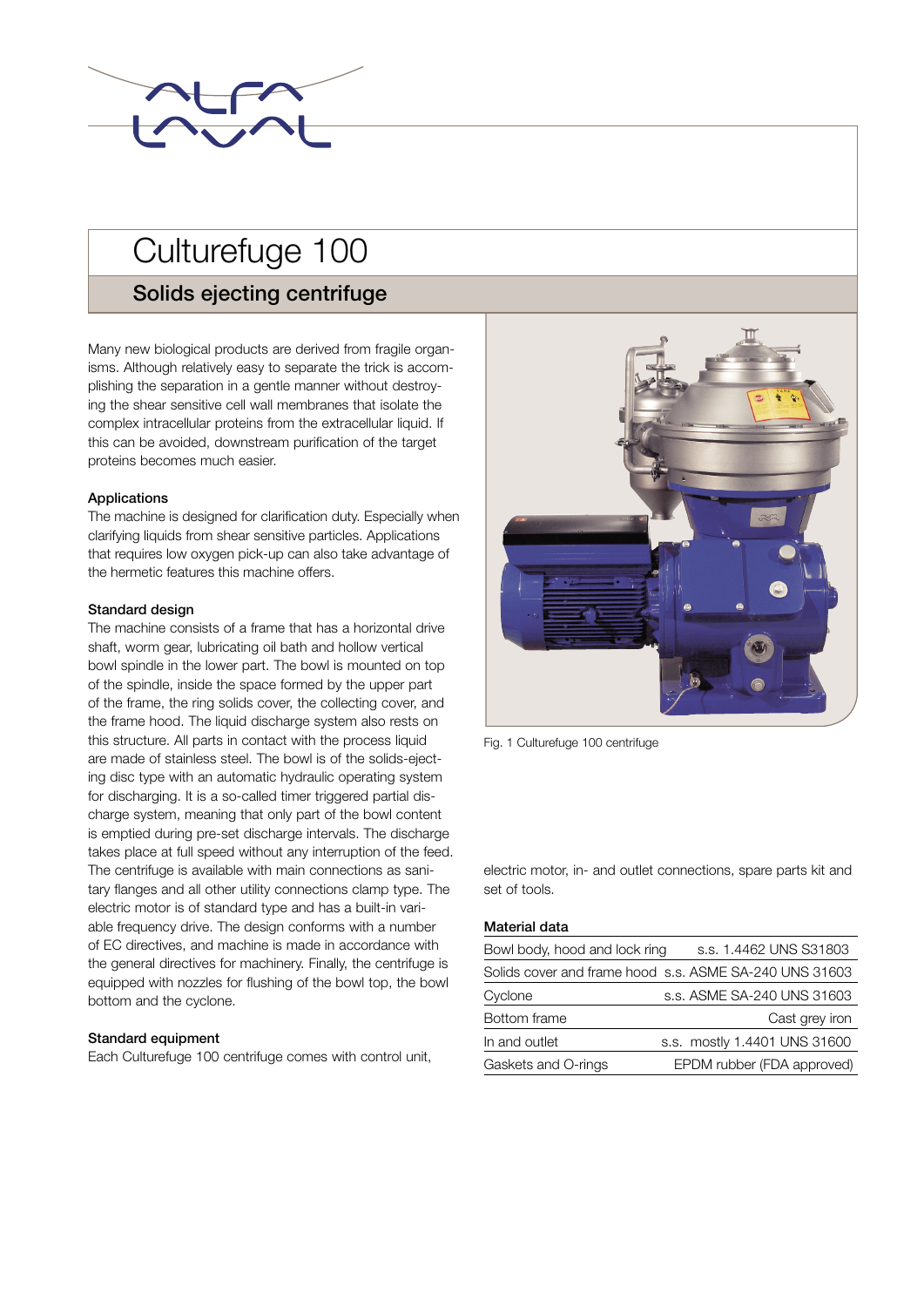# Culturefuge 100

## Solids ejecting centrifuge

Many new biological products are derived from fragile organisms. Although relatively easy to separate the trick is accomplishing the separation in a gentle manner without destroying the shear sensitive cell wall membranes that isolate the complex intracellular proteins from the extracellular liquid. If this can be avoided, downstream purification of the target proteins becomes much easier.

### Applications

The machine is designed for clarification duty. Especially when clarifying liquids from shear sensitive particles. Applications that requires low oxygen pick-up can also take advantage of the hermetic features this machine offers.

### Standard design

The machine consists of a frame that has a horizontal drive shaft, worm gear, lubricating oil bath and hollow vertical bowl spindle in the lower part. The bowl is mounted on top of the spindle, inside the space formed by the upper part of the frame, the ring solids cover, the collecting cover, and the frame hood. The liquid discharge system also rests on this structure. All parts in contact with the process liquid are made of stainless steel. The bowl is of the solids-ejecting disc type with an automatic hydraulic operating system for discharging. It is a so-called timer triggered partial discharge system, meaning that only part of the bowl content is emptied during pre-set discharge intervals. The discharge takes place at full speed without any interruption of the feed. The centrifuge is available with main connections as sanitary flanges and all other utility connections clamp type. The electric motor is of standard type and has a built-in variable frequency drive. The design conforms with a number of EC directives, and machine is made in accordance with the general directives for machinery. Finally, the centrifuge is equipped with nozzles for flushing of the bowl top, the bowl bottom and the cyclone.

### Standard equipment

Each Culturefuge 100 centrifuge comes with control unit, electric motor, in- and outlet connections, spare parts kit and set of tools.

Fig. 1 Culturefuge 100 centrifuge

### Material data

| | |
|---|---|
| Bowl body, hood and lock ring | s.s. 1.4462 UNS S31803 |
| Solids cover and frame hood | s.s. ASME SA-240 UNS 31603 |
| Cyclone | s.s. ASME SA-240 UNS 31603 |
| Bottom frame | Cast grey iron |
| In and outlet | s.s. mostly 1.4401 UNS 31600 |
| Gaskets and O-rings | EPDM rubber (FDA approved) |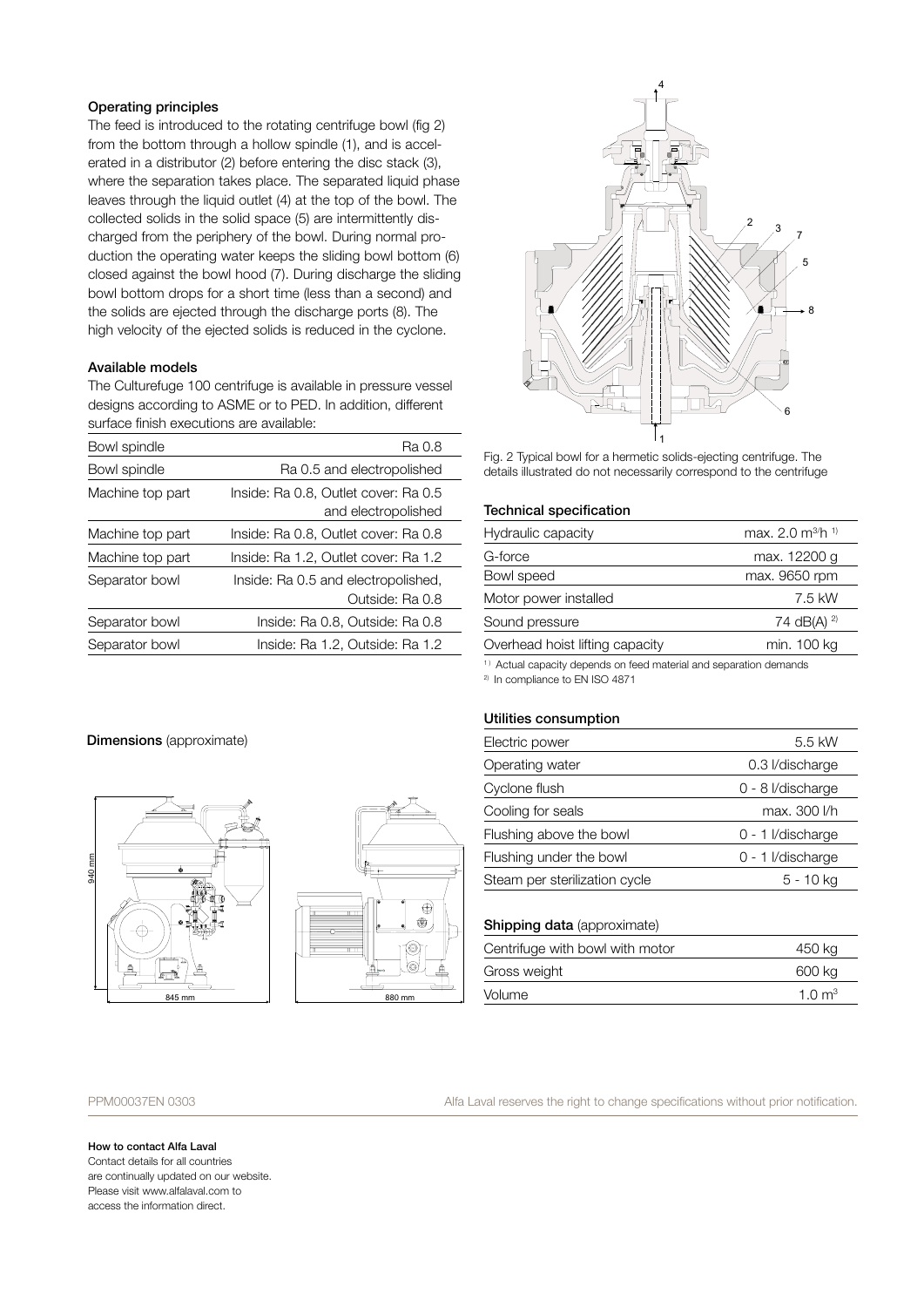#### Operating principles

The feed is introduced to the rotating centrifuge bowl (fig 2) from the bottom through a hollow spindle (1), and is accelerated in a distributor (2) before entering the disc stack (3), where the separation takes place. The separated liquid phase leaves through the liquid outlet (4) at the top of the bowl. The collected solids in the solid space (5) are intermittently discharged from the periphery of the bowl. During normal production the operating water keeps the sliding bowl bottom (6) closed against the bowl hood (7). During discharge the sliding bowl bottom drops for a short time (less than a second) and the solids are ejected through the discharge ports (8). The high velocity of the ejected solids is reduced in the cyclone.

#### Available models

The Culturefuge 100 centrifuge is available in pressure vessel designs according to ASME or to PED. In addition, different surface finish executions are available:

| | |
|---|---|
| Bowl spindle | Ra 0.8 |
| Bowl spindle | Ra 0.5 and electropolished |
| Machine top part | Inside: Ra 0.8, Outlet cover: Ra 0.5 and electropolished |
| Machine top part | Inside: Ra 0.8, Outlet cover: Ra 0.8 |
| Machine top part | Inside: Ra 1.2, Outlet cover: Ra 1.2 |
| Separator bowl | Inside: Ra 0.5 and electropolished, Outside: Ra 0.8 |
| Separator bowl | Inside: Ra 0.8, Outside: Ra 0.8 |
| Separator bowl | Inside: Ra 1.2, Outside: Ra 1.2 |

Fig. 2 Typical bowl for a hermetic solids-ejecting centrifuge. The details illustrated do not necessarily correspond to the centrifuge

#### Technical specification

| | |
|---|---|
| Hydraulic capacity | max. 2.0 $m^3/h$ [1] |
| G-force | max. 12200 g |
| Bowl speed | max. 9650 rpm |
| Motor power installed | 7.5 kW |
| Sound pressure | 74 dB(A) [2] |
| Overhead hoist lifting capacity | min. 100 kg |

[1] Actual capacity depends on feed material and separation demands
[2] In compliance to EN ISO 4871

#### Dimensions (approximate)

940 mm
845 mm
880 mm

#### Utilities consumption

| | |
|---|---|
| Electric power | 5.5 kW |
| Operating water | 0.3 l/discharge |
| Cyclone flush | 0 - 8 l/discharge |
| Cooling for seals | max. 300 l/h |
| Flushing above the bowl | 0 - 1 l/discharge |
| Flushing under the bowl | 0 - 1 l/discharge |
| Steam per sterilization cycle | 5 - 10 kg |

#### Shipping data (approximate)

| | |
|---|---|
| Centrifuge with bowl with motor | 450 kg |
| Gross weight | 600 kg |
| Volume | 1.0 $m^3$ |

PPM00037EN 0303

Alfa Laval reserves the right to change specifications without prior notification.

**How to contact Alfa Laval**
Contact details for all countries are continually updated on our website. Please visit www.alfalaval.com to access the information direct.